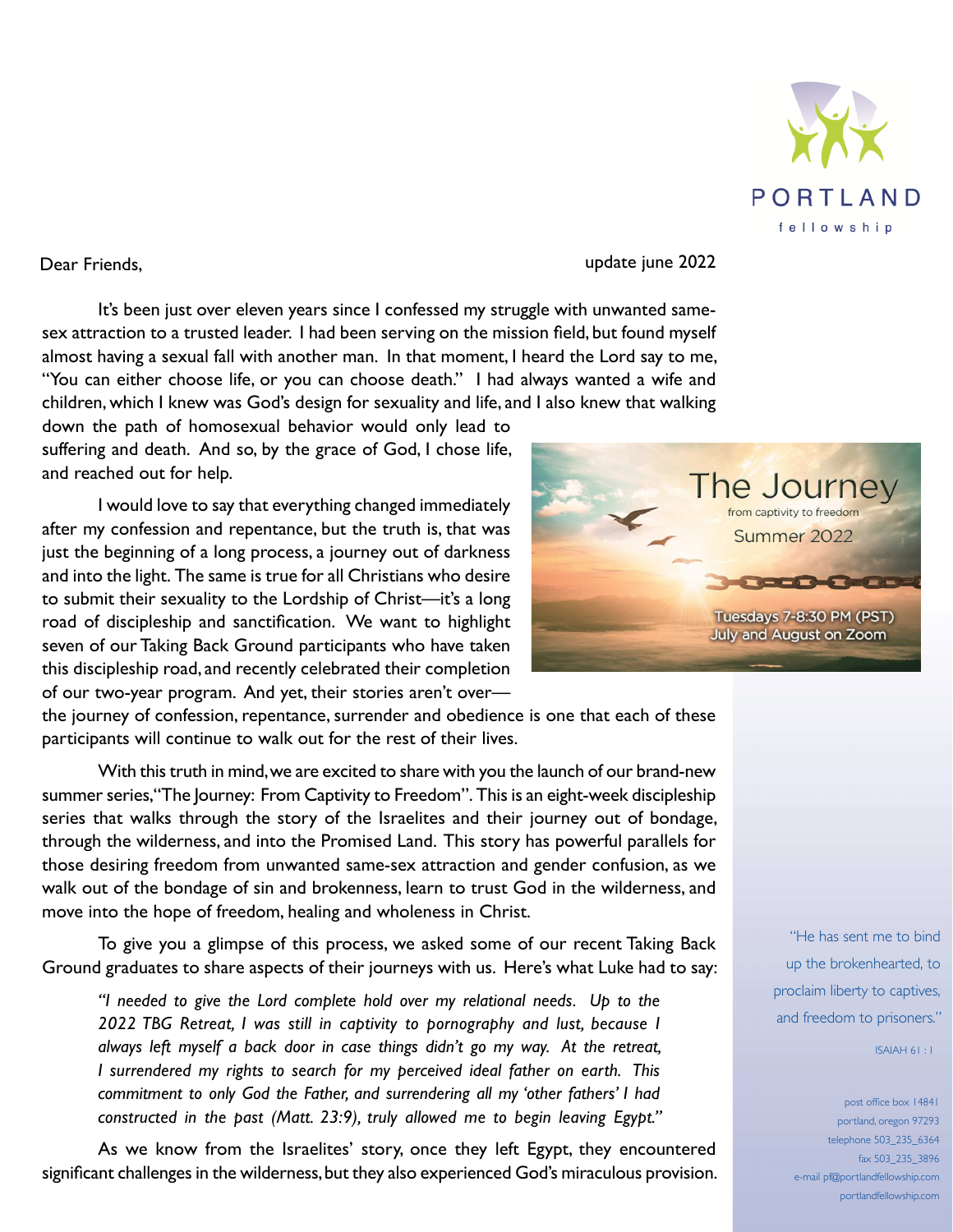PORTLAND fellowship

Dear Friends,

update june 2022

It's been just over eleven years since I confessed my struggle with unwanted same-sex attraction to a trusted leader. I had been serving on the mission field, but found myself almost having a sexual fall with another man. In that moment, I heard the Lord say to me, "You can either choose life, or you can choose death." I had always wanted a wife and children, which I knew was God's design for sexuality and life, and I also knew that walking down the path of homosexual behavior would only lead to suffering and death. And so, by the grace of God, I chose life, and reached out for help.

I would love to say that everything changed immediately after my confession and repentance, but the truth is, that was just the beginning of a long process, a journey out of darkness and into the light. The same is true for all Christians who desire to submit their sexuality to the Lordship of Christ—it's a long road of discipleship and sanctification. We want to highlight seven of our Taking Back Ground participants who have taken this discipleship road, and recently celebrated their completion of our two-year program. And yet, their stories aren't over—the journey of confession, repentance, surrender and obedience is one that each of these participants will continue to walk out for the rest of their lives.

The Journey
from captivity to freedom
Summer 2022
Tuesdays 7-8:30 PM (PST)
July and August on Zoom

With this truth in mind, we are excited to share with you the launch of our brand-new summer series, "The Journey: From Captivity to Freedom". This is an eight-week discipleship series that walks through the story of the Israelites and their journey out of bondage, through the wilderness, and into the Promised Land. This story has powerful parallels for those desiring freedom from unwanted same-sex attraction and gender confusion, as we walk out of the bondage of sin and brokenness, learn to trust God in the wilderness, and move into the hope of freedom, healing and wholeness in Christ.

To give you a glimpse of this process, we asked some of our recent Taking Back Ground graduates to share aspects of their journeys with us. Here's what Luke had to say:

> *"I needed to give the Lord complete hold over my relational needs. Up to the 2022 TBG Retreat, I was still in captivity to pornography and lust, because I always left myself a back door in case things didn't go my way. At the retreat, I surrendered my rights to search for my perceived ideal father on earth. This commitment to only God the Father, and surrendering all my 'other fathers' I had constructed in the past (Matt. 23:9), truly allowed me to begin leaving Egypt."*

As we know from the Israelites' story, once they left Egypt, they encountered significant challenges in the wilderness, but they also experienced God's miraculous provision.

"He has sent me to bind up the brokenhearted, to proclaim liberty to captives, and freedom to prisoners."

ISAIAH 61 : 1

post office box 14841
portland, oregon 97293
telephone 503_235_6364
fax 503_235_3896
e-mail pf@portlandfellowship.com
portlandfellowship.com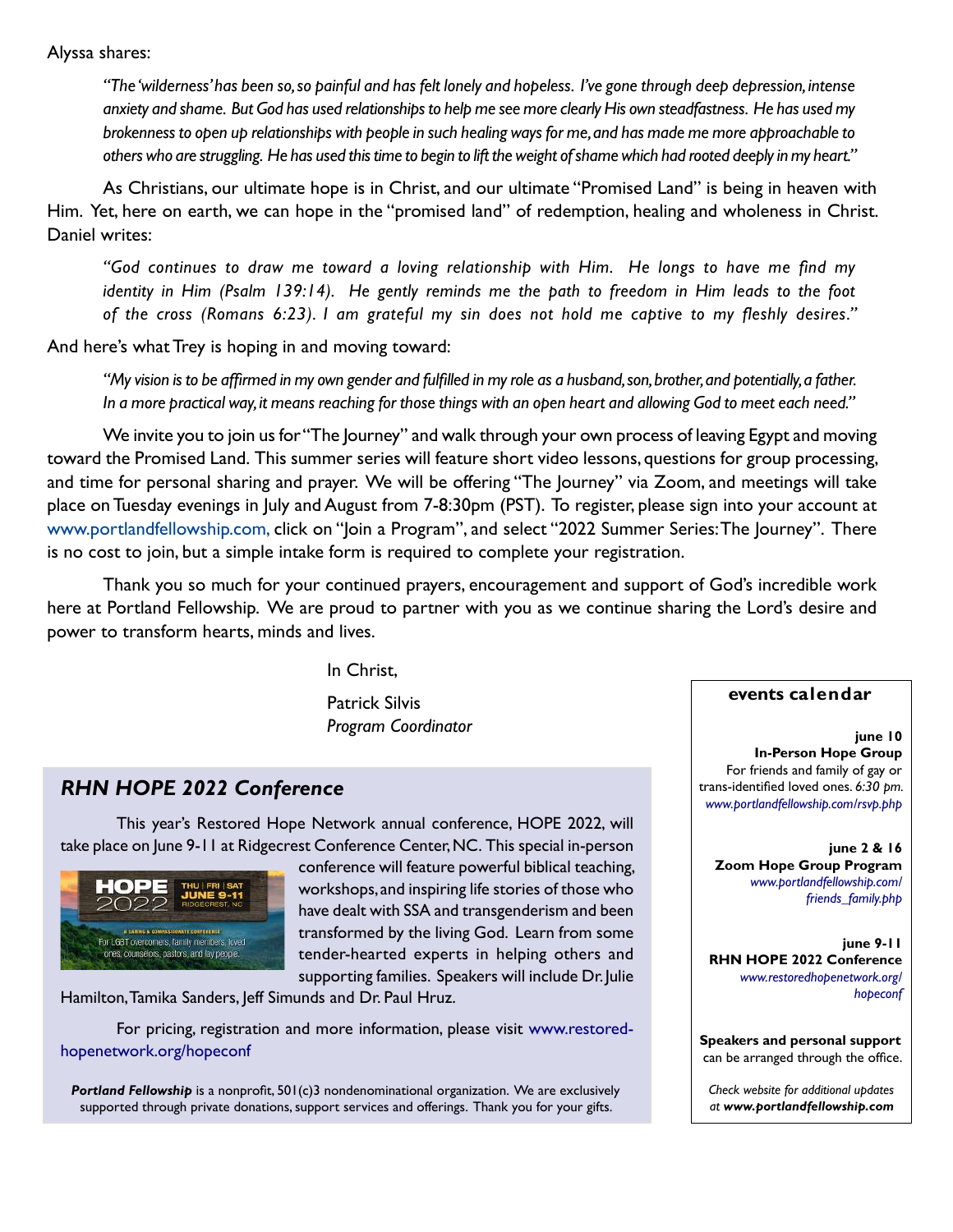Alyssa shares:

> *"The 'wilderness' has been so, so painful and has felt lonely and hopeless. I've gone through deep depression, intense anxiety and shame. But God has used relationships to help me see more clearly His own steadfastness. He has used my brokenness to open up relationships with people in such healing ways for me, and has made me more approachable to others who are struggling. He has used this time to begin to lift the weight of shame which had rooted deeply in my heart."*

As Christians, our ultimate hope is in Christ, and our ultimate "Promised Land" is being in heaven with Him. Yet, here on earth, we can hope in the "promised land" of redemption, healing and wholeness in Christ. Daniel writes:

> *"God continues to draw me toward a loving relationship with Him. He longs to have me find my identity in Him (Psalm 139:14). He gently reminds me the path to freedom in Him leads to the foot of the cross (Romans 6:23). I am grateful my sin does not hold me captive to my fleshly desires."*

And here's what Trey is hoping in and moving toward:

> *"My vision is to be affirmed in my own gender and fulfilled in my role as a husband, son, brother, and potentially, a father. In a more practical way, it means reaching for those things with an open heart and allowing God to meet each need."*

We invite you to join us for "The Journey" and walk through your own process of leaving Egypt and moving toward the Promised Land. This summer series will feature short video lessons, questions for group processing, and time for personal sharing and prayer. We will be offering "The Journey" via Zoom, and meetings will take place on Tuesday evenings in July and August from 7-8:30pm (PST). To register, please sign into your account at www.portlandfellowship.com, click on "Join a Program", and select "2022 Summer Series: The Journey". There is no cost to join, but a simple intake form is required to complete your registration.

Thank you so much for your continued prayers, encouragement and support of God's incredible work here at Portland Fellowship. We are proud to partner with you as we continue sharing the Lord's desire and power to transform hearts, minds and lives.

In Christ,

Patrick Silvis
*Program Coordinator*

## *RHN HOPE 2022 Conference*

This year's Restored Hope Network annual conference, HOPE 2022, will take place on June 9-11 at Ridgecrest Conference Center, NC. This special in-person conference will feature powerful biblical teaching, workshops, and inspiring life stories of those who have dealt with SSA and transgenderism and been transformed by the living God. Learn from some tender-hearted experts in helping others and supporting families. Speakers will include Dr. Julie Hamilton, Tamika Sanders, Jeff Simunds and Dr. Paul Hruz.

HOPE 2022
THU | FRI | SAT
JUNE 9-11
RIDGECREST, NC
A CARING & COMPASSIONATE CONFERENCE
For LGBT overcomers, family members, loved ones, counselors, pastors, and lay people.

For pricing, registration and more information, please visit www.restored-hopenetwork.org/hopeconf

***Portland Fellowship*** is a nonprofit, 501(c)3 nondenominational organization. We are exclusively supported through private donations, support services and offerings. Thank you for your gifts.

### events calendar

**june 10**
**In-Person Hope Group**
For friends and family of gay or trans-identified loved ones. *6:30 pm.*
*www.portlandfellowship.com/rsvp.php*

**june 2 & 16**
**Zoom Hope Group Program**
*www.portlandfellowship.com/friends_family.php*

**june 9-11**
**RHN HOPE 2022 Conference**
*www.restoredhopenetwork.org/hopeconf*

**Speakers and personal support** can be arranged through the office.

*Check website for additional updates at **www.portlandfellowship.com***